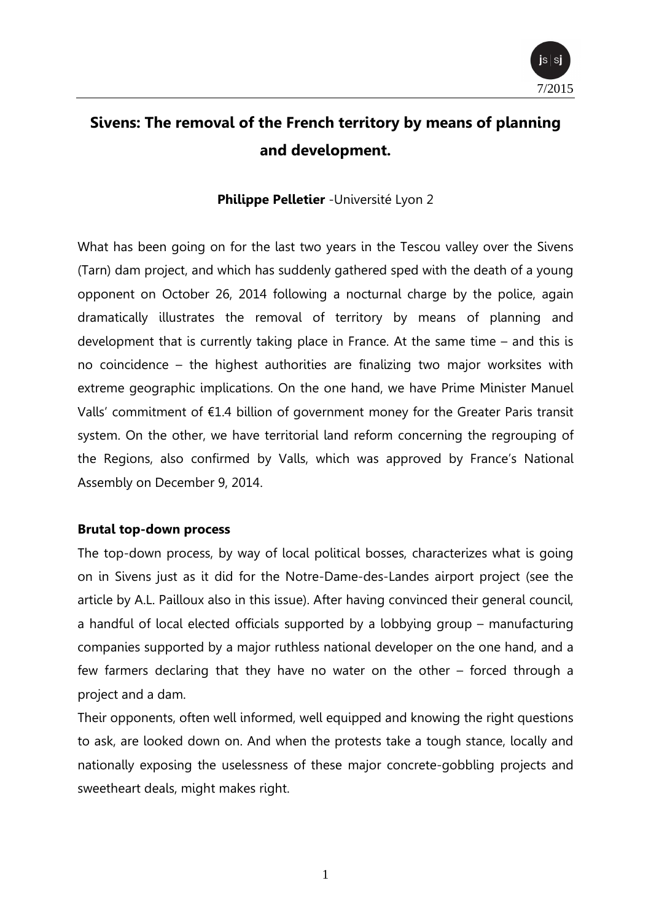# Sivens: The removal of the French territory by means of planning and development.

**Philippe Pelletier** -Université Lyon 2

What has been going on for the last two years in the Tescou valley over the Sivens (Tarn) dam project, and which has suddenly gathered sped with the death of a young opponent on October 26, 2014 following a nocturnal charge by the police, again dramatically illustrates the removal of territory by means of planning and development that is currently taking place in France. At the same time – and this is no coincidence – the highest authorities are finalizing two major worksites with extreme geographic implications. On the one hand, we have Prime Minister Manuel Valls' commitment of €1.4 billion of government money for the Greater Paris transit system. On the other, we have territorial land reform concerning the regrouping of the Regions, also confirmed by Valls, which was approved by France's National Assembly on December 9, 2014.

## Brutal top-down process

The top-down process, by way of local political bosses, characterizes what is going on in Sivens just as it did for the Notre-Dame-des-Landes airport project (see the article by A.L. Pailloux also in this issue). After having convinced their general council, a handful of local elected officials supported by a lobbying group – manufacturing companies supported by a major ruthless national developer on the one hand, and a few farmers declaring that they have no water on the other – forced through a project and a dam.

Their opponents, often well informed, well equipped and knowing the right questions to ask, are looked down on. And when the protests take a tough stance, locally and nationally exposing the uselessness of these major concrete-gobbling projects and sweetheart deals, might makes right.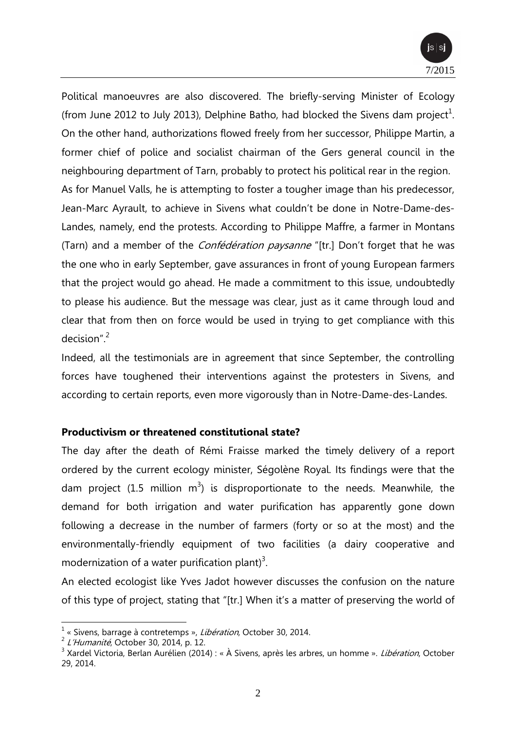Political manoeuvres are also discovered. The briefly-serving Minister of Ecology (from June 2012 to July 2013), Delphine Batho, had blocked the Sivens dam project[1]. On the other hand, authorizations flowed freely from her successor, Philippe Martin, a former chief of police and socialist chairman of the Gers general council in the neighbouring department of Tarn, probably to protect his political rear in the region. As for Manuel Valls, he is attempting to foster a tougher image than his predecessor, Jean-Marc Ayrault, to achieve in Sivens what couldn't be done in Notre-Dame-des-Landes, namely, end the protests. According to Philippe Maffre, a farmer in Montans (Tarn) and a member of the *Confédération paysanne* "[tr.] Don't forget that he was the one who in early September, gave assurances in front of young European farmers that the project would go ahead. He made a commitment to this issue, undoubtedly to please his audience. But the message was clear, just as it came through loud and clear that from then on force would be used in trying to get compliance with this decision".[2]

Indeed, all the testimonials are in agreement that since September, the controlling forces have toughened their interventions against the protesters in Sivens, and according to certain reports, even more vigorously than in Notre-Dame-des-Landes.

**Productivism or threatened constitutional state?**

The day after the death of Rémi Fraisse marked the timely delivery of a report ordered by the current ecology minister, Ségolène Royal. Its findings were that the dam project (1.5 million $m^3$) is disproportionate to the needs. Meanwhile, the demand for both irrigation and water purification has apparently gone down following a decrease in the number of farmers (forty or so at the most) and the environmentally-friendly equipment of two facilities (a dairy cooperative and modernization of a water purification plant)[3].

An elected ecologist like Yves Jadot however discusses the confusion on the nature of this type of project, stating that "[tr.] When it's a matter of preserving the world of

---

[1] « Sivens, barrage à contretemps », *Libération*, October 30, 2014.

[2] *L'Humanité*, October 30, 2014, p. 12.

[3] Xardel Victoria, Berlan Aurélien (2014) : « À Sivens, après les arbres, un homme ». *Libération*, October 29, 2014.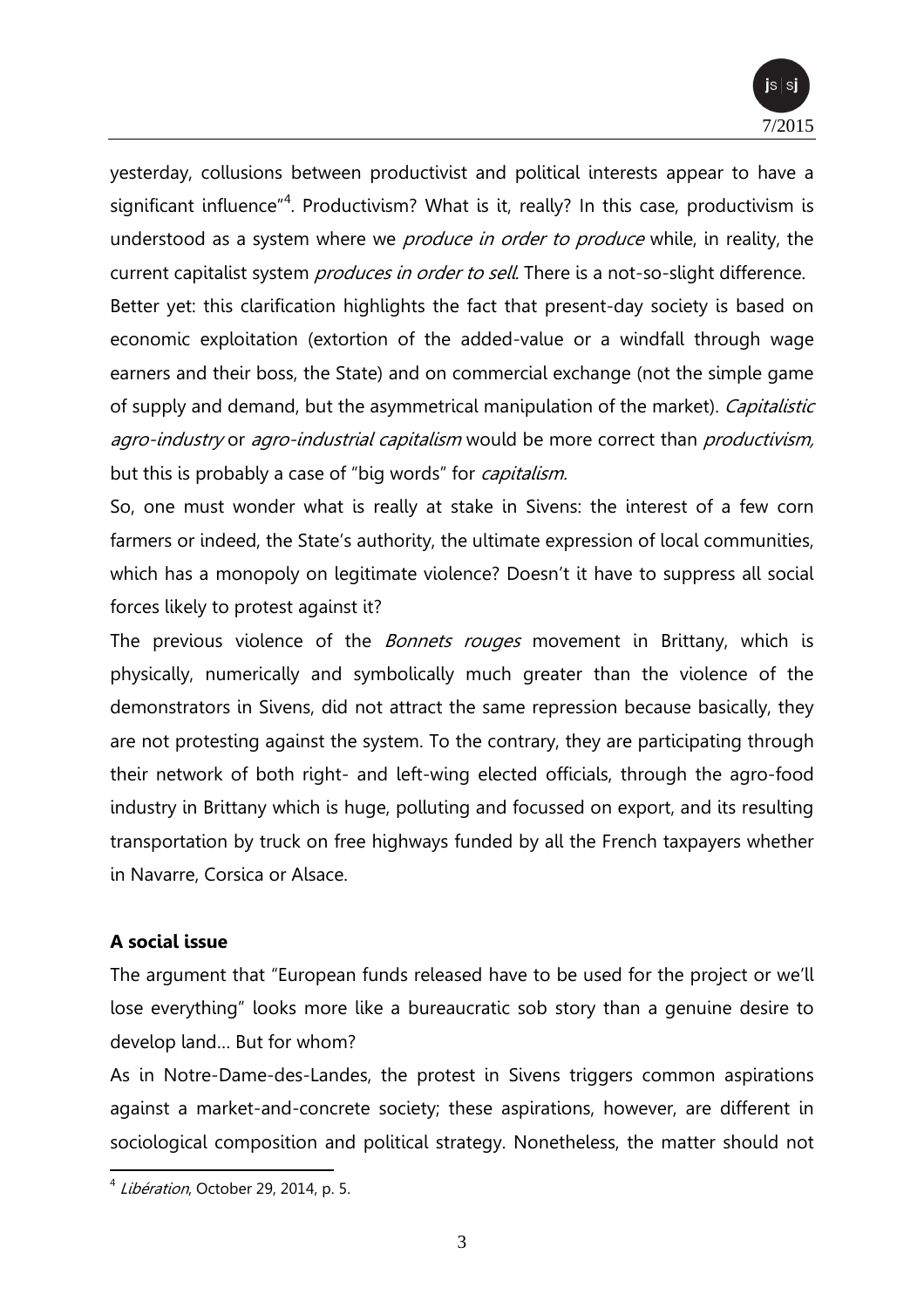yesterday, collusions between productivist and political interests appear to have a significant influence"[4]. Productivism? What is it, really? In this case, productivism is understood as a system where we *produce in order to produce* while, in reality, the current capitalist system *produces in order to sell*. There is a not-so-slight difference.

Better yet: this clarification highlights the fact that present-day society is based on economic exploitation (extortion of the added-value or a windfall through wage earners and their boss, the State) and on commercial exchange (not the simple game of supply and demand, but the asymmetrical manipulation of the market). *Capitalistic agro-industry* or *agro-industrial capitalism* would be more correct than *productivism,* but this is probably a case of "big words" for *capitalism.*

So, one must wonder what is really at stake in Sivens: the interest of a few corn farmers or indeed, the State's authority, the ultimate expression of local communities, which has a monopoly on legitimate violence? Doesn't it have to suppress all social forces likely to protest against it?

The previous violence of the *Bonnets rouges* movement in Brittany, which is physically, numerically and symbolically much greater than the violence of the demonstrators in Sivens, did not attract the same repression because basically, they are not protesting against the system. To the contrary, they are participating through their network of both right- and left-wing elected officials, through the agro-food industry in Brittany which is huge, polluting and focussed on export, and its resulting transportation by truck on free highways funded by all the French taxpayers whether in Navarre, Corsica or Alsace.

**A social issue**

The argument that "European funds released have to be used for the project or we'll lose everything" looks more like a bureaucratic sob story than a genuine desire to develop land… But for whom?

As in Notre-Dame-des-Landes, the protest in Sivens triggers common aspirations against a market-and-concrete society; these aspirations, however, are different in sociological composition and political strategy. Nonetheless, the matter should not

[4] *Libération*, October 29, 2014, p. 5.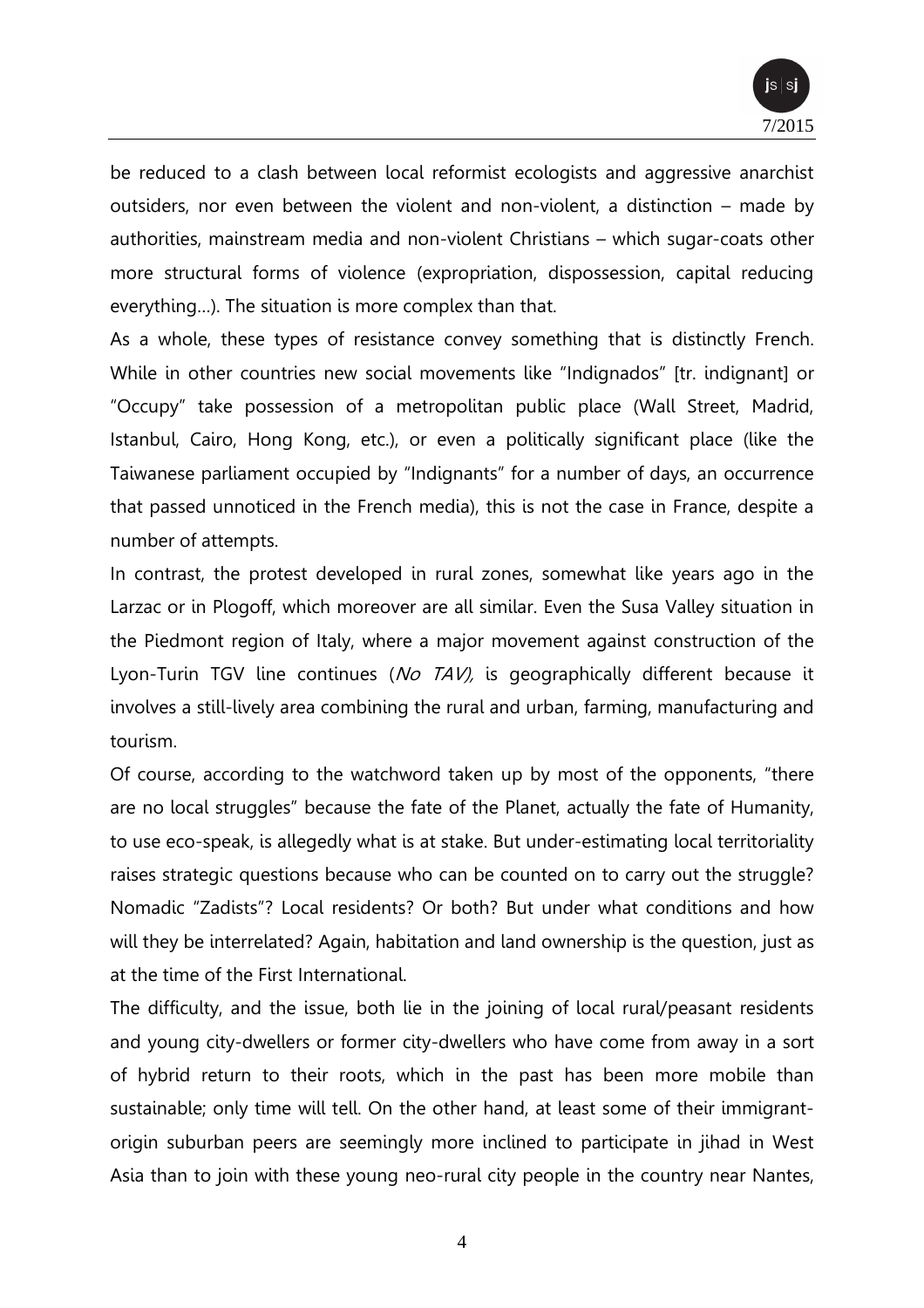be reduced to a clash between local reformist ecologists and aggressive anarchist outsiders, nor even between the violent and non-violent, a distinction – made by authorities, mainstream media and non-violent Christians – which sugar-coats other more structural forms of violence (expropriation, dispossession, capital reducing everything…). The situation is more complex than that.

As a whole, these types of resistance convey something that is distinctly French. While in other countries new social movements like "Indignados" [tr. indignant] or "Occupy" take possession of a metropolitan public place (Wall Street, Madrid, Istanbul, Cairo, Hong Kong, etc.), or even a politically significant place (like the Taiwanese parliament occupied by "Indignants" for a number of days, an occurrence that passed unnoticed in the French media), this is not the case in France, despite a number of attempts.

In contrast, the protest developed in rural zones, somewhat like years ago in the Larzac or in Plogoff, which moreover are all similar. Even the Susa Valley situation in the Piedmont region of Italy, where a major movement against construction of the Lyon-Turin TGV line continues (*No TAV),* is geographically different because it involves a still-lively area combining the rural and urban, farming, manufacturing and tourism.

Of course, according to the watchword taken up by most of the opponents, "there are no local struggles" because the fate of the Planet, actually the fate of Humanity, to use eco-speak, is allegedly what is at stake. But under-estimating local territoriality raises strategic questions because who can be counted on to carry out the struggle? Nomadic "Zadists"? Local residents? Or both? But under what conditions and how will they be interrelated? Again, habitation and land ownership is the question, just as at the time of the First International.

The difficulty, and the issue, both lie in the joining of local rural/peasant residents and young city-dwellers or former city-dwellers who have come from away in a sort of hybrid return to their roots, which in the past has been more mobile than sustainable; only time will tell. On the other hand, at least some of their immigrant-origin suburban peers are seemingly more inclined to participate in jihad in West Asia than to join with these young neo-rural city people in the country near Nantes,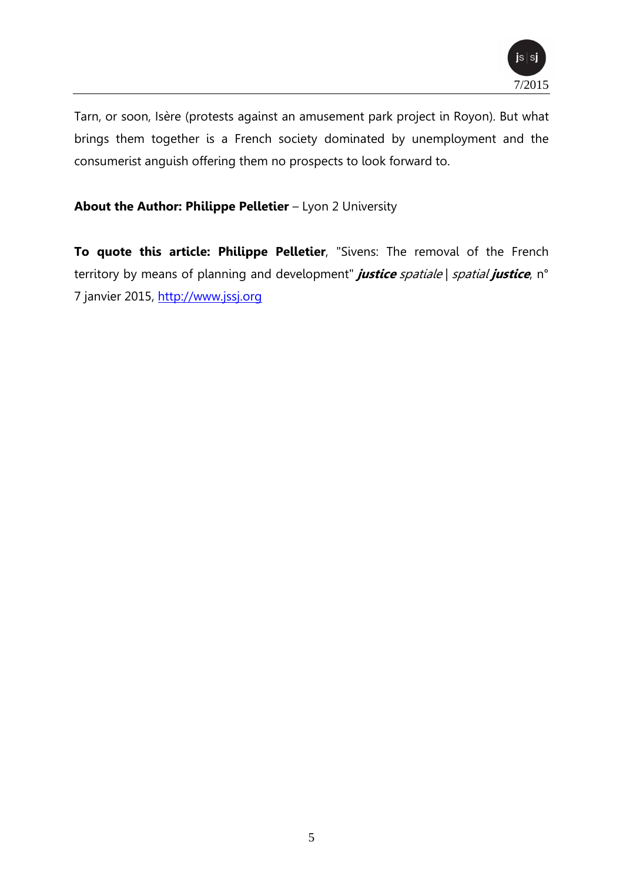Tarn, or soon, Isère (protests against an amusement park project in Royon). But what brings them together is a French society dominated by unemployment and the consumerist anguish offering them no prospects to look forward to.

**About the Author: Philippe Pelletier** – Lyon 2 University

**To quote this article: Philippe Pelletier**, "Sivens: The removal of the French territory by means of planning and development" ***justice*** *spatiale | spatial* ***justice***, n° 7 janvier 2015, http://www.jssj.org